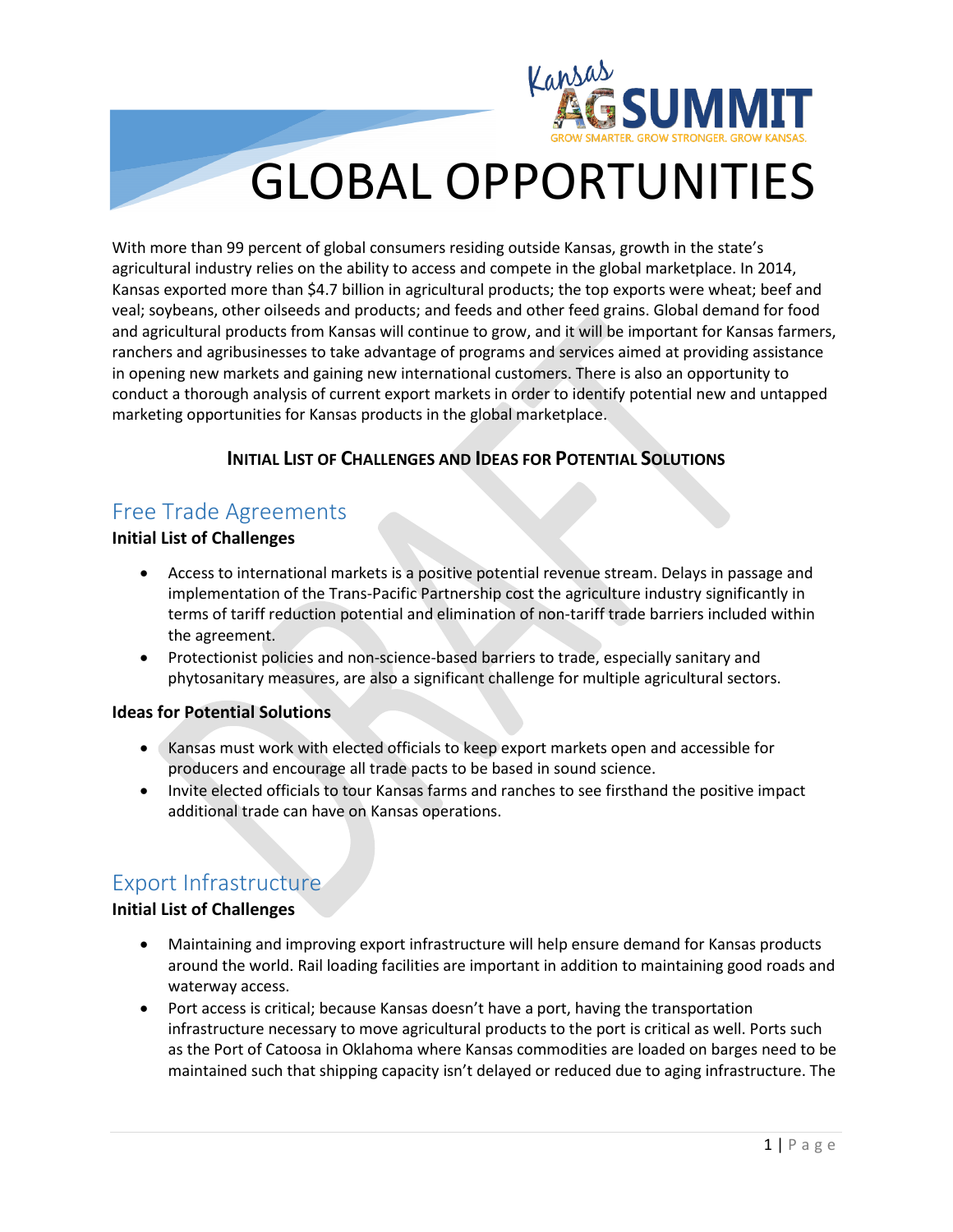# GLOBAL OPPORTUNITIES

With more than 99 percent of global consumers residing outside Kansas, growth in the state's agricultural industry relies on the ability to access and compete in the global marketplace. In 2014, Kansas exported more than $4.7 billion in agricultural products; the top exports were wheat; beef and veal; soybeans, other oilseeds and products; and feeds and other feed grains. Global demand for food and agricultural products from Kansas will continue to grow, and it will be important for Kansas farmers, ranchers and agribusinesses to take advantage of programs and services aimed at providing assistance in opening new markets and gaining new international customers. There is also an opportunity to conduct a thorough analysis of current export markets in order to identify potential new and untapped marketing opportunities for Kansas products in the global marketplace.

**INITIAL LIST OF CHALLENGES AND IDEAS FOR POTENTIAL SOLUTIONS**

## Free Trade Agreements

**Initial List of Challenges**

- Access to international markets is a positive potential revenue stream. Delays in passage and implementation of the Trans-Pacific Partnership cost the agriculture industry significantly in terms of tariff reduction potential and elimination of non-tariff trade barriers included within the agreement.
- Protectionist policies and non-science-based barriers to trade, especially sanitary and phytosanitary measures, are also a significant challenge for multiple agricultural sectors.

**Ideas for Potential Solutions**

- Kansas must work with elected officials to keep export markets open and accessible for producers and encourage all trade pacts to be based in sound science.
- Invite elected officials to tour Kansas farms and ranches to see firsthand the positive impact additional trade can have on Kansas operations.

## Export Infrastructure

**Initial List of Challenges**

- Maintaining and improving export infrastructure will help ensure demand for Kansas products around the world. Rail loading facilities are important in addition to maintaining good roads and waterway access.
- Port access is critical; because Kansas doesn't have a port, having the transportation infrastructure necessary to move agricultural products to the port is critical as well. Ports such as the Port of Catoosa in Oklahoma where Kansas commodities are loaded on barges need to be maintained such that shipping capacity isn't delayed or reduced due to aging infrastructure. The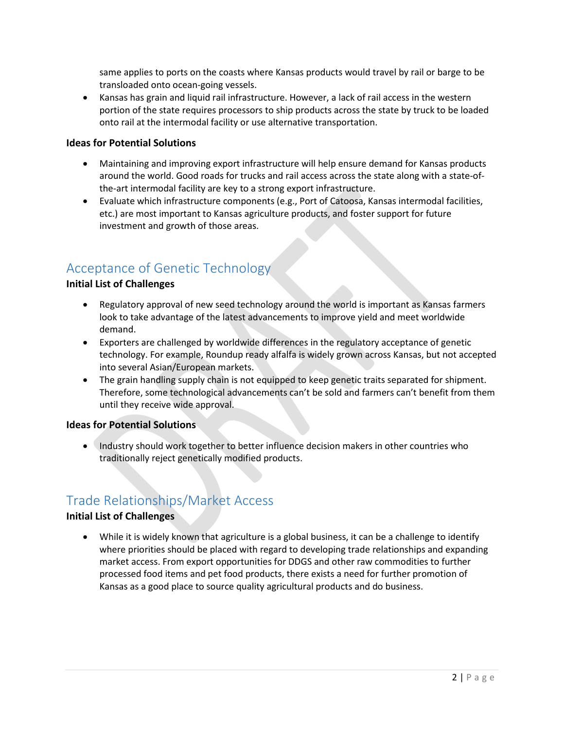same applies to ports on the coasts where Kansas products would travel by rail or barge to be transloaded onto ocean-going vessels.

- Kansas has grain and liquid rail infrastructure. However, a lack of rail access in the western portion of the state requires processors to ship products across the state by truck to be loaded onto rail at the intermodal facility or use alternative transportation.

**Ideas for Potential Solutions**

- Maintaining and improving export infrastructure will help ensure demand for Kansas products around the world. Good roads for trucks and rail access across the state along with a state-of-the-art intermodal facility are key to a strong export infrastructure.
- Evaluate which infrastructure components (e.g., Port of Catoosa, Kansas intermodal facilities, etc.) are most important to Kansas agriculture products, and foster support for future investment and growth of those areas.

## Acceptance of Genetic Technology

**Initial List of Challenges**

- Regulatory approval of new seed technology around the world is important as Kansas farmers look to take advantage of the latest advancements to improve yield and meet worldwide demand.
- Exporters are challenged by worldwide differences in the regulatory acceptance of genetic technology. For example, Roundup ready alfalfa is widely grown across Kansas, but not accepted into several Asian/European markets.
- The grain handling supply chain is not equipped to keep genetic traits separated for shipment. Therefore, some technological advancements can't be sold and farmers can't benefit from them until they receive wide approval.

**Ideas for Potential Solutions**

- Industry should work together to better influence decision makers in other countries who traditionally reject genetically modified products.

## Trade Relationships/Market Access

**Initial List of Challenges**

- While it is widely known that agriculture is a global business, it can be a challenge to identify where priorities should be placed with regard to developing trade relationships and expanding market access. From export opportunities for DDGS and other raw commodities to further processed food items and pet food products, there exists a need for further promotion of Kansas as a good place to source quality agricultural products and do business.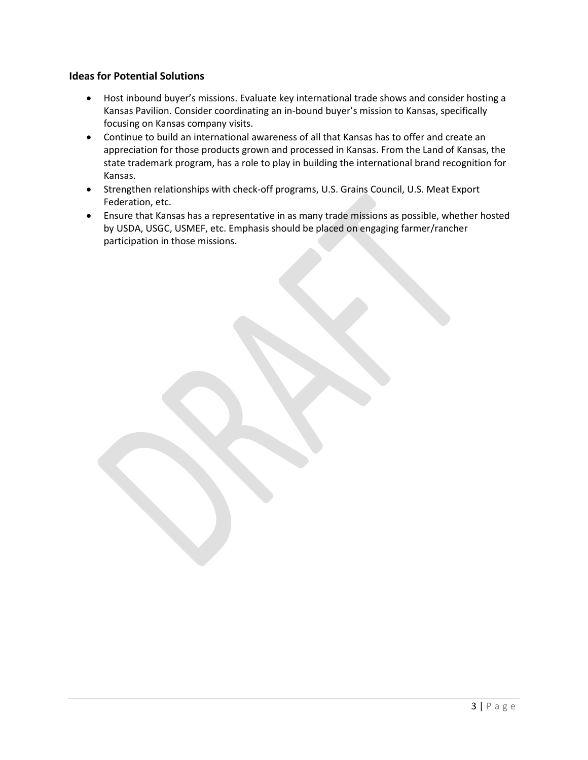### Ideas for Potential Solutions

- Host inbound buyer's missions. Evaluate key international trade shows and consider hosting a Kansas Pavilion. Consider coordinating an in-bound buyer's mission to Kansas, specifically focusing on Kansas company visits.
- Continue to build an international awareness of all that Kansas has to offer and create an appreciation for those products grown and processed in Kansas. From the Land of Kansas, the state trademark program, has a role to play in building the international brand recognition for Kansas.
- Strengthen relationships with check-off programs, U.S. Grains Council, U.S. Meat Export Federation, etc.
- Ensure that Kansas has a representative in as many trade missions as possible, whether hosted by USDA, USGC, USMEF, etc. Emphasis should be placed on engaging farmer/rancher participation in those missions.